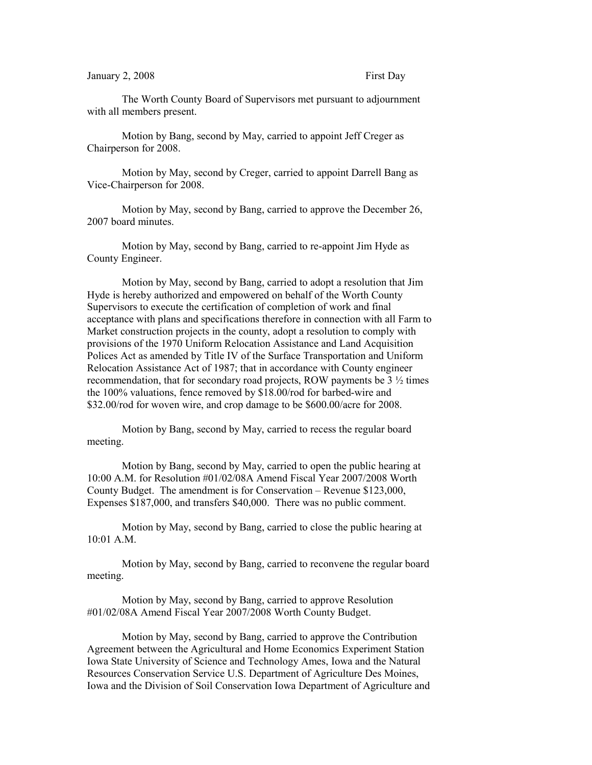January 2, 2008 First Day

The Worth County Board of Supervisors met pursuant to adjournment with all members present.

Motion by Bang, second by May, carried to appoint Jeff Creger as Chairperson for 2008.

Motion by May, second by Creger, carried to appoint Darrell Bang as Vice-Chairperson for 2008.

Motion by May, second by Bang, carried to approve the December 26, 2007 board minutes.

Motion by May, second by Bang, carried to re-appoint Jim Hyde as County Engineer.

Motion by May, second by Bang, carried to adopt a resolution that Jim Hyde is hereby authorized and empowered on behalf of the Worth County Supervisors to execute the certification of completion of work and final acceptance with plans and specifications therefore in connection with all Farm to Market construction projects in the county, adopt a resolution to comply with provisions of the 1970 Uniform Relocation Assistance and Land Acquisition Polices Act as amended by Title IV of the Surface Transportation and Uniform Relocation Assistance Act of 1987; that in accordance with County engineer recommendation, that for secondary road projects, ROW payments be 3 ½ times the 100% valuations, fence removed by $18.00/rod for barbed-wire and $32.00/rod for woven wire, and crop damage to be $600.00/acre for 2008.

Motion by Bang, second by May, carried to recess the regular board meeting.

Motion by Bang, second by May, carried to open the public hearing at 10:00 A.M. for Resolution #01/02/08A Amend Fiscal Year 2007/2008 Worth County Budget. The amendment is for Conservation – Revenue $123,000, Expenses $187,000, and transfers $40,000. There was no public comment.

Motion by May, second by Bang, carried to close the public hearing at 10:01 A.M.

Motion by May, second by Bang, carried to reconvene the regular board meeting.

Motion by May, second by Bang, carried to approve Resolution #01/02/08A Amend Fiscal Year 2007/2008 Worth County Budget.

Motion by May, second by Bang, carried to approve the Contribution Agreement between the Agricultural and Home Economics Experiment Station Iowa State University of Science and Technology Ames, Iowa and the Natural Resources Conservation Service U.S. Department of Agriculture Des Moines, Iowa and the Division of Soil Conservation Iowa Department of Agriculture and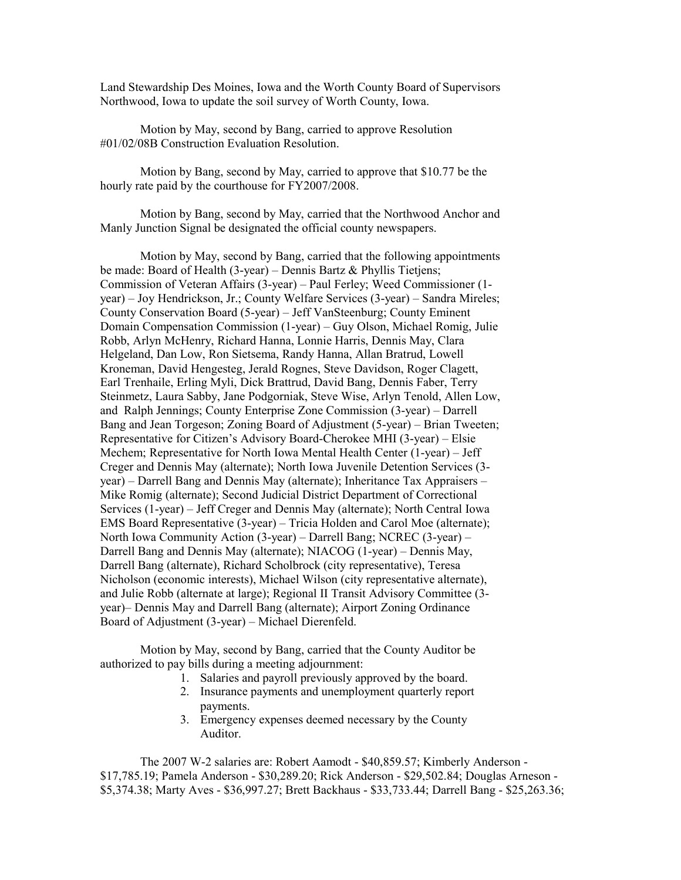Land Stewardship Des Moines, Iowa and the Worth County Board of Supervisors Northwood, Iowa to update the soil survey of Worth County, Iowa.

Motion by May, second by Bang, carried to approve Resolution #01/02/08B Construction Evaluation Resolution.

Motion by Bang, second by May, carried to approve that $10.77 be the hourly rate paid by the courthouse for FY2007/2008.

Motion by Bang, second by May, carried that the Northwood Anchor and Manly Junction Signal be designated the official county newspapers.

Motion by May, second by Bang, carried that the following appointments be made: Board of Health (3-year) – Dennis Bartz & Phyllis Tietjens; Commission of Veteran Affairs (3-year) – Paul Ferley; Weed Commissioner (1-year) – Joy Hendrickson, Jr.; County Welfare Services (3-year) – Sandra Mireles; County Conservation Board (5-year) – Jeff VanSteenburg; County Eminent Domain Compensation Commission (1-year) – Guy Olson, Michael Romig, Julie Robb, Arlyn McHenry, Richard Hanna, Lonnie Harris, Dennis May, Clara Helgeland, Dan Low, Ron Sietsema, Randy Hanna, Allan Bratrud, Lowell Kroneman, David Hengesteg, Jerald Rognes, Steve Davidson, Roger Clagett, Earl Trenhaile, Erling Myli, Dick Brattrud, David Bang, Dennis Faber, Terry Steinmetz, Laura Sabby, Jane Podgorniak, Steve Wise, Arlyn Tenold, Allen Low, and Ralph Jennings; County Enterprise Zone Commission (3-year) – Darrell Bang and Jean Torgeson; Zoning Board of Adjustment (5-year) – Brian Tweeten; Representative for Citizen's Advisory Board-Cherokee MHI (3-year) – Elsie Mechem; Representative for North Iowa Mental Health Center (1-year) – Jeff Creger and Dennis May (alternate); North Iowa Juvenile Detention Services (3-year) – Darrell Bang and Dennis May (alternate); Inheritance Tax Appraisers – Mike Romig (alternate); Second Judicial District Department of Correctional Services (1-year) – Jeff Creger and Dennis May (alternate); North Central Iowa EMS Board Representative (3-year) – Tricia Holden and Carol Moe (alternate); North Iowa Community Action (3-year) – Darrell Bang; NCREC (3-year) – Darrell Bang and Dennis May (alternate); NIACOG (1-year) – Dennis May, Darrell Bang (alternate), Richard Scholbrock (city representative), Teresa Nicholson (economic interests), Michael Wilson (city representative alternate), and Julie Robb (alternate at large); Regional II Transit Advisory Committee (3-year)– Dennis May and Darrell Bang (alternate); Airport Zoning Ordinance Board of Adjustment (3-year) – Michael Dierenfeld.

Motion by May, second by Bang, carried that the County Auditor be authorized to pay bills during a meeting adjournment:

1. Salaries and payroll previously approved by the board.
2. Insurance payments and unemployment quarterly report payments.
3. Emergency expenses deemed necessary by the County Auditor.

The 2007 W-2 salaries are: Robert Aamodt - $40,859.57; Kimberly Anderson - $17,785.19; Pamela Anderson - $30,289.20; Rick Anderson - $29,502.84; Douglas Arneson - $5,374.38; Marty Aves - $36,997.27; Brett Backhaus - $33,733.44; Darrell Bang - $25,263.36;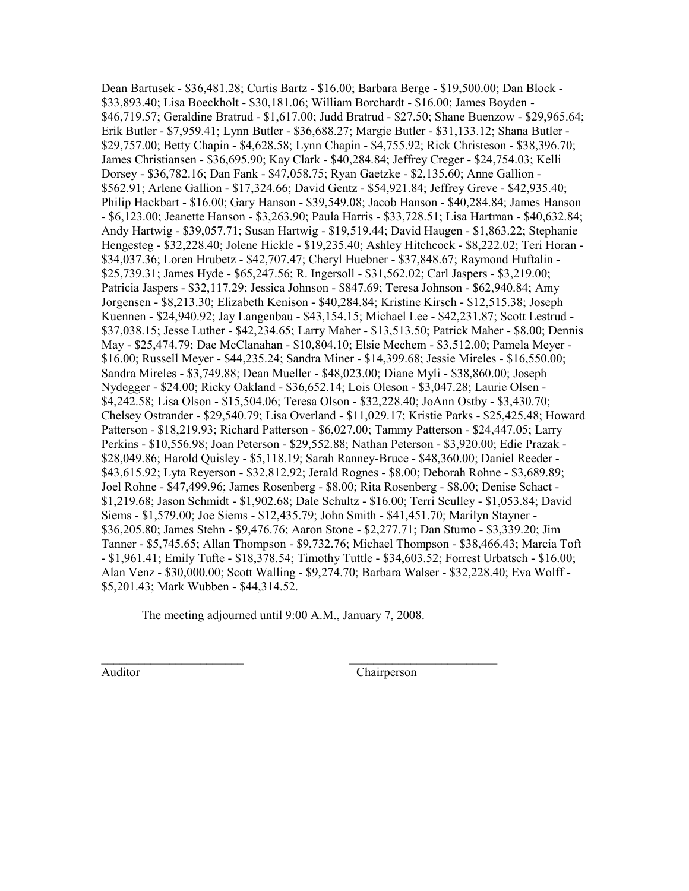Dean Bartusek - $36,481.28; Curtis Bartz - $16.00; Barbara Berge - $19,500.00; Dan Block - $33,893.40; Lisa Boeckholt - $30,181.06; William Borchardt - $16.00; James Boyden - $46,719.57; Geraldine Bratrud - $1,617.00; Judd Bratrud - $27.50; Shane Buenzow - $29,965.64; Erik Butler - $7,959.41; Lynn Butler - $36,688.27; Margie Butler - $31,133.12; Shana Butler - $29,757.00; Betty Chapin - $4,628.58; Lynn Chapin - $4,755.92; Rick Christeson - $38,396.70; James Christiansen - $36,695.90; Kay Clark - $40,284.84; Jeffrey Creger - $24,754.03; Kelli Dorsey - $36,782.16; Dan Fank - $47,058.75; Ryan Gaetzke - $2,135.60; Anne Gallion - $562.91; Arlene Gallion - $17,324.66; David Gentz - $54,921.84; Jeffrey Greve - $42,935.40; Philip Hackbart - $16.00; Gary Hanson - $39,549.08; Jacob Hanson - $40,284.84; James Hanson - $6,123.00; Jeanette Hanson - $3,263.90; Paula Harris - $33,728.51; Lisa Hartman - $40,632.84; Andy Hartwig - $39,057.71; Susan Hartwig - $19,519.44; David Haugen - $1,863.22; Stephanie Hengesteg - $32,228.40; Jolene Hickle - $19,235.40; Ashley Hitchcock - $8,222.02; Teri Horan - $34,037.36; Loren Hrubetz - $42,707.47; Cheryl Huebner - $37,848.67; Raymond Huftalin - $25,739.31; James Hyde - $65,247.56; R. Ingersoll - $31,562.02; Carl Jaspers - $3,219.00; Patricia Jaspers - $32,117.29; Jessica Johnson - $847.69; Teresa Johnson - $62,940.84; Amy Jorgensen - $8,213.30; Elizabeth Kenison - $40,284.84; Kristine Kirsch - $12,515.38; Joseph Kuennen - $24,940.92; Jay Langenbau - $43,154.15; Michael Lee - $42,231.87; Scott Lestrud - $37,038.15; Jesse Luther - $42,234.65; Larry Maher - $13,513.50; Patrick Maher - $8.00; Dennis May - $25,474.79; Dae McClanahan - $10,804.10; Elsie Mechem - $3,512.00; Pamela Meyer - $16.00; Russell Meyer - $44,235.24; Sandra Miner - $14,399.68; Jessie Mireles - $16,550.00; Sandra Mireles - $3,749.88; Dean Mueller - $48,023.00; Diane Myli - $38,860.00; Joseph Nydegger - $24.00; Ricky Oakland - $36,652.14; Lois Oleson - $3,047.28; Laurie Olsen - $4,242.58; Lisa Olson - $15,504.06; Teresa Olson - $32,228.40; JoAnn Ostby - $3,430.70; Chelsey Ostrander - $29,540.79; Lisa Overland - $11,029.17; Kristie Parks - $25,425.48; Howard Patterson - $18,219.93; Richard Patterson - $6,027.00; Tammy Patterson - $24,447.05; Larry Perkins - $10,556.98; Joan Peterson - $29,552.88; Nathan Peterson - $3,920.00; Edie Prazak - $28,049.86; Harold Quisley - $5,118.19; Sarah Ranney-Bruce - $48,360.00; Daniel Reeder - $43,615.92; Lyta Reyerson - $32,812.92; Jerald Rognes - $8.00; Deborah Rohne - $3,689.89; Joel Rohne - $47,499.96; James Rosenberg - $8.00; Rita Rosenberg - $8.00; Denise Schact - $1,219.68; Jason Schmidt - $1,902.68; Dale Schultz - $16.00; Terri Sculley - $1,053.84; David Siems - $1,579.00; Joe Siems - $12,435.79; John Smith - $41,451.70; Marilyn Stayner - $36,205.80; James Stehn - $9,476.76; Aaron Stone - $2,277.71; Dan Stumo - $3,339.20; Jim Tanner - $5,745.65; Allan Thompson - $9,732.76; Michael Thompson - $38,466.43; Marcia Toft - $1,961.41; Emily Tufte - $18,378.54; Timothy Tuttle - $34,603.52; Forrest Urbatsch - $16.00; Alan Venz - $30,000.00; Scott Walling - $9,274.70; Barbara Walser - $32,228.40; Eva Wolff - $5,201.43; Mark Wubben - $44,314.52.

The meeting adjourned until 9:00 A.M., January 7, 2008.

________________________ ________________________

Auditor Chairperson